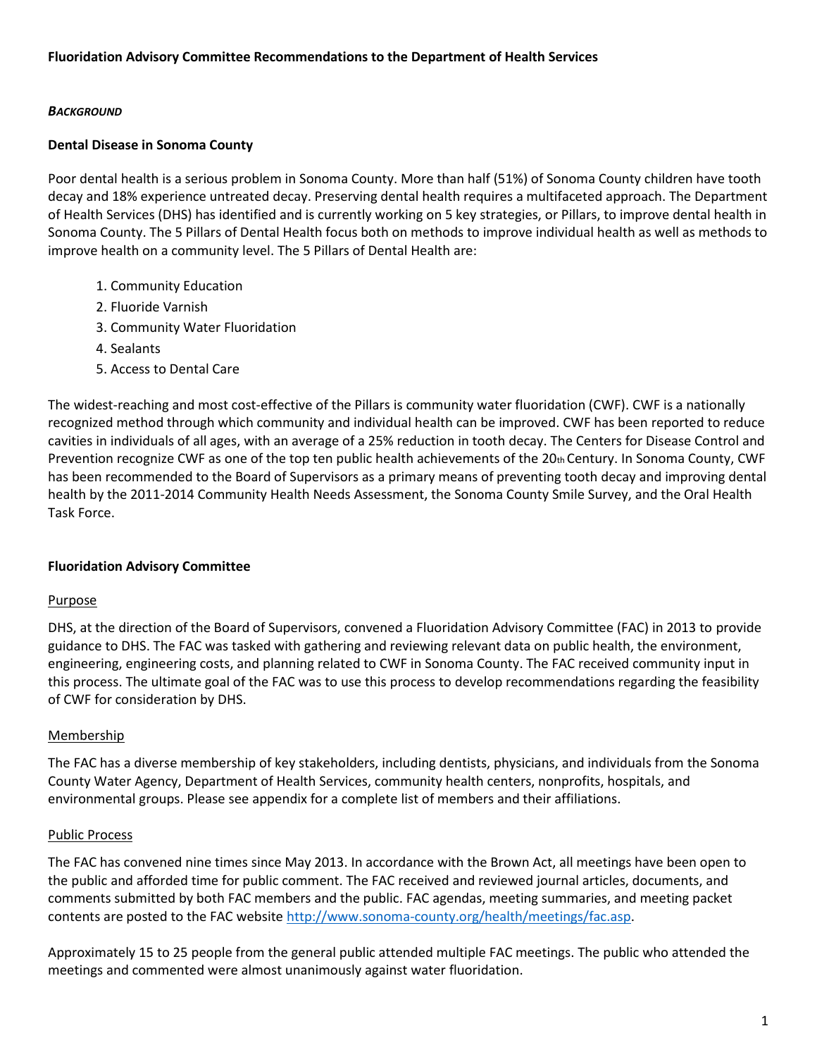# Fluoridation Advisory Committee Recommendations to the Department of Health Services

***BACKGROUND***

## Dental Disease in Sonoma County

Poor dental health is a serious problem in Sonoma County. More than half (51%) of Sonoma County children have tooth decay and 18% experience untreated decay. Preserving dental health requires a multifaceted approach. The Department of Health Services (DHS) has identified and is currently working on 5 key strategies, or Pillars, to improve dental health in Sonoma County. The 5 Pillars of Dental Health focus both on methods to improve individual health as well as methods to improve health on a community level. The 5 Pillars of Dental Health are:

1. Community Education
2. Fluoride Varnish
3. Community Water Fluoridation
4. Sealants
5. Access to Dental Care

The widest-reaching and most cost-effective of the Pillars is community water fluoridation (CWF). CWF is a nationally recognized method through which community and individual health can be improved. CWF has been reported to reduce cavities in individuals of all ages, with an average of a 25% reduction in tooth decay. The Centers for Disease Control and Prevention recognize CWF as one of the top ten public health achievements of the 20th Century. In Sonoma County, CWF has been recommended to the Board of Supervisors as a primary means of preventing tooth decay and improving dental health by the 2011-2014 Community Health Needs Assessment, the Sonoma County Smile Survey, and the Oral Health Task Force.

## Fluoridation Advisory Committee

### Purpose

DHS, at the direction of the Board of Supervisors, convened a Fluoridation Advisory Committee (FAC) in 2013 to provide guidance to DHS. The FAC was tasked with gathering and reviewing relevant data on public health, the environment, engineering, engineering costs, and planning related to CWF in Sonoma County. The FAC received community input in this process. The ultimate goal of the FAC was to use this process to develop recommendations regarding the feasibility of CWF for consideration by DHS.

### Membership

The FAC has a diverse membership of key stakeholders, including dentists, physicians, and individuals from the Sonoma County Water Agency, Department of Health Services, community health centers, nonprofits, hospitals, and environmental groups. Please see appendix for a complete list of members and their affiliations.

### Public Process

The FAC has convened nine times since May 2013. In accordance with the Brown Act, all meetings have been open to the public and afforded time for public comment. The FAC received and reviewed journal articles, documents, and comments submitted by both FAC members and the public. FAC agendas, meeting summaries, and meeting packet contents are posted to the FAC website http://www.sonoma-county.org/health/meetings/fac.asp.

Approximately 15 to 25 people from the general public attended multiple FAC meetings. The public who attended the meetings and commented were almost unanimously against water fluoridation.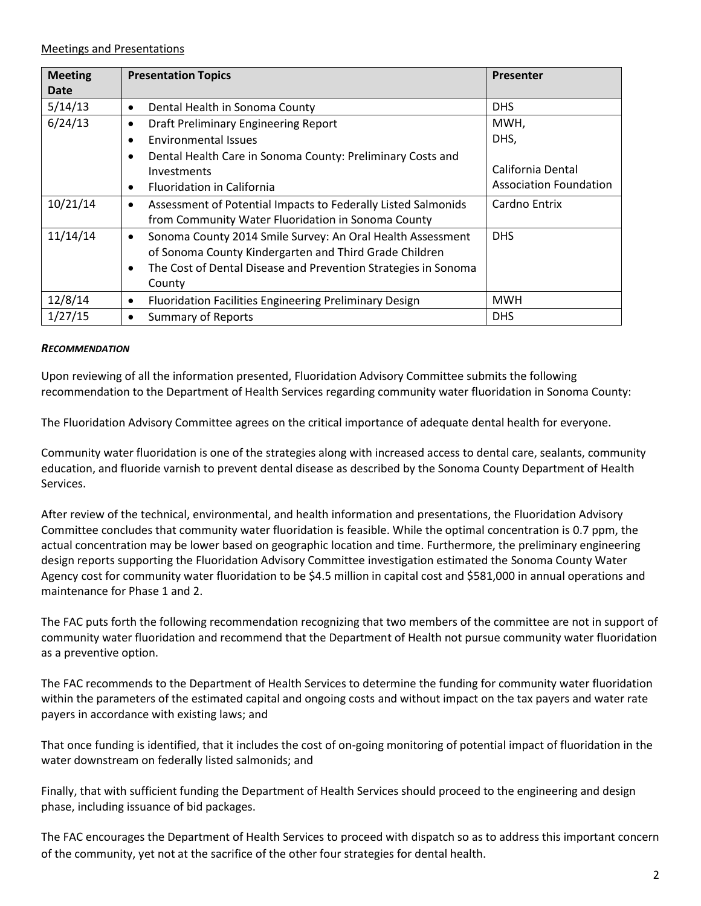Meetings and Presentations

| Meeting Date | Presentation Topics | Presenter |
|---|---|---|
| 5/14/13 | • Dental Health in Sonoma County | DHS |
| 6/24/13 | • Draft Preliminary Engineering Report<br>• Environmental Issues<br>• Dental Health Care in Sonoma County: Preliminary Costs and Investments<br>• Fluoridation in California | MWH,<br>DHS,<br><br>California Dental Association Foundation |
| 10/21/14 | • Assessment of Potential Impacts to Federally Listed Salmonids from Community Water Fluoridation in Sonoma County | Cardno Entrix |
| 11/14/14 | • Sonoma County 2014 Smile Survey: An Oral Health Assessment of Sonoma County Kindergarten and Third Grade Children<br>• The Cost of Dental Disease and Prevention Strategies in Sonoma County | DHS |
| 12/8/14 | • Fluoridation Facilities Engineering Preliminary Design | MWH |
| 1/27/15 | • Summary of Reports | DHS |

***RECOMMENDATION***

Upon reviewing of all the information presented, Fluoridation Advisory Committee submits the following recommendation to the Department of Health Services regarding community water fluoridation in Sonoma County:

The Fluoridation Advisory Committee agrees on the critical importance of adequate dental health for everyone.

Community water fluoridation is one of the strategies along with increased access to dental care, sealants, community education, and fluoride varnish to prevent dental disease as described by the Sonoma County Department of Health Services.

After review of the technical, environmental, and health information and presentations, the Fluoridation Advisory Committee concludes that community water fluoridation is feasible. While the optimal concentration is 0.7 ppm, the actual concentration may be lower based on geographic location and time. Furthermore, the preliminary engineering design reports supporting the Fluoridation Advisory Committee investigation estimated the Sonoma County Water Agency cost for community water fluoridation to be $4.5 million in capital cost and $581,000 in annual operations and maintenance for Phase 1 and 2.

The FAC puts forth the following recommendation recognizing that two members of the committee are not in support of community water fluoridation and recommend that the Department of Health not pursue community water fluoridation as a preventive option.

The FAC recommends to the Department of Health Services to determine the funding for community water fluoridation within the parameters of the estimated capital and ongoing costs and without impact on the tax payers and water rate payers in accordance with existing laws; and

That once funding is identified, that it includes the cost of on-going monitoring of potential impact of fluoridation in the water downstream on federally listed salmonids; and

Finally, that with sufficient funding the Department of Health Services should proceed to the engineering and design phase, including issuance of bid packages.

The FAC encourages the Department of Health Services to proceed with dispatch so as to address this important concern of the community, yet not at the sacrifice of the other four strategies for dental health.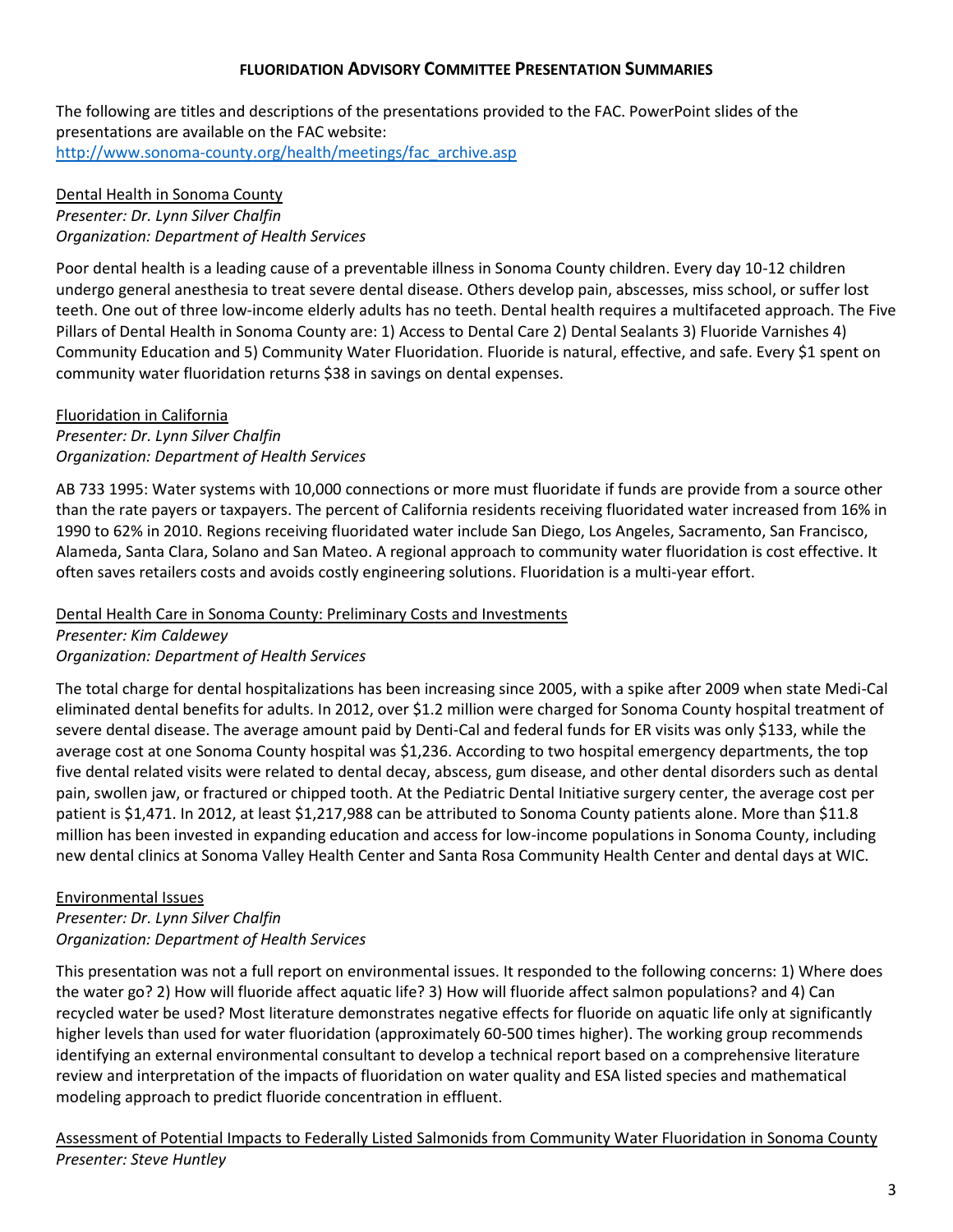## FLUORIDATION ADVISORY COMMITTEE PRESENTATION SUMMARIES

The following are titles and descriptions of the presentations provided to the FAC. PowerPoint slides of the presentations are available on the FAC website:
http://www.sonoma-county.org/health/meetings/fac_archive.asp

<u>Dental Health in Sonoma County</u>
*Presenter: Dr. Lynn Silver Chalfin*
*Organization: Department of Health Services*

Poor dental health is a leading cause of a preventable illness in Sonoma County children. Every day 10-12 children undergo general anesthesia to treat severe dental disease. Others develop pain, abscesses, miss school, or suffer lost teeth. One out of three low-income elderly adults has no teeth. Dental health requires a multifaceted approach. The Five Pillars of Dental Health in Sonoma County are: 1) Access to Dental Care 2) Dental Sealants 3) Fluoride Varnishes 4) Community Education and 5) Community Water Fluoridation. Fluoride is natural, effective, and safe. Every $1 spent on community water fluoridation returns $38 in savings on dental expenses.

<u>Fluoridation in California</u>
*Presenter: Dr. Lynn Silver Chalfin*
*Organization: Department of Health Services*

AB 733 1995: Water systems with 10,000 connections or more must fluoridate if funds are provide from a source other than the rate payers or taxpayers. The percent of California residents receiving fluoridated water increased from 16% in 1990 to 62% in 2010. Regions receiving fluoridated water include San Diego, Los Angeles, Sacramento, San Francisco, Alameda, Santa Clara, Solano and San Mateo. A regional approach to community water fluoridation is cost effective. It often saves retailers costs and avoids costly engineering solutions. Fluoridation is a multi-year effort.

<u>Dental Health Care in Sonoma County: Preliminary Costs and Investments</u>
*Presenter: Kim Caldewey*
*Organization: Department of Health Services*

The total charge for dental hospitalizations has been increasing since 2005, with a spike after 2009 when state Medi-Cal eliminated dental benefits for adults. In 2012, over $1.2 million were charged for Sonoma County hospital treatment of severe dental disease. The average amount paid by Denti-Cal and federal funds for ER visits was only $133, while the average cost at one Sonoma County hospital was $1,236. According to two hospital emergency departments, the top five dental related visits were related to dental decay, abscess, gum disease, and other dental disorders such as dental pain, swollen jaw, or fractured or chipped tooth. At the Pediatric Dental Initiative surgery center, the average cost per patient is $1,471. In 2012, at least $1,217,988 can be attributed to Sonoma County patients alone. More than $11.8 million has been invested in expanding education and access for low-income populations in Sonoma County, including new dental clinics at Sonoma Valley Health Center and Santa Rosa Community Health Center and dental days at WIC.

<u>Environmental Issues</u>
*Presenter: Dr. Lynn Silver Chalfin*
*Organization: Department of Health Services*

This presentation was not a full report on environmental issues. It responded to the following concerns: 1) Where does the water go? 2) How will fluoride affect aquatic life? 3) How will fluoride affect salmon populations? and 4) Can recycled water be used? Most literature demonstrates negative effects for fluoride on aquatic life only at significantly higher levels than used for water fluoridation (approximately 60-500 times higher). The working group recommends identifying an external environmental consultant to develop a technical report based on a comprehensive literature review and interpretation of the impacts of fluoridation on water quality and ESA listed species and mathematical modeling approach to predict fluoride concentration in effluent.

<u>Assessment of Potential Impacts to Federally Listed Salmonids from Community Water Fluoridation in Sonoma County</u>
*Presenter: Steve Huntley*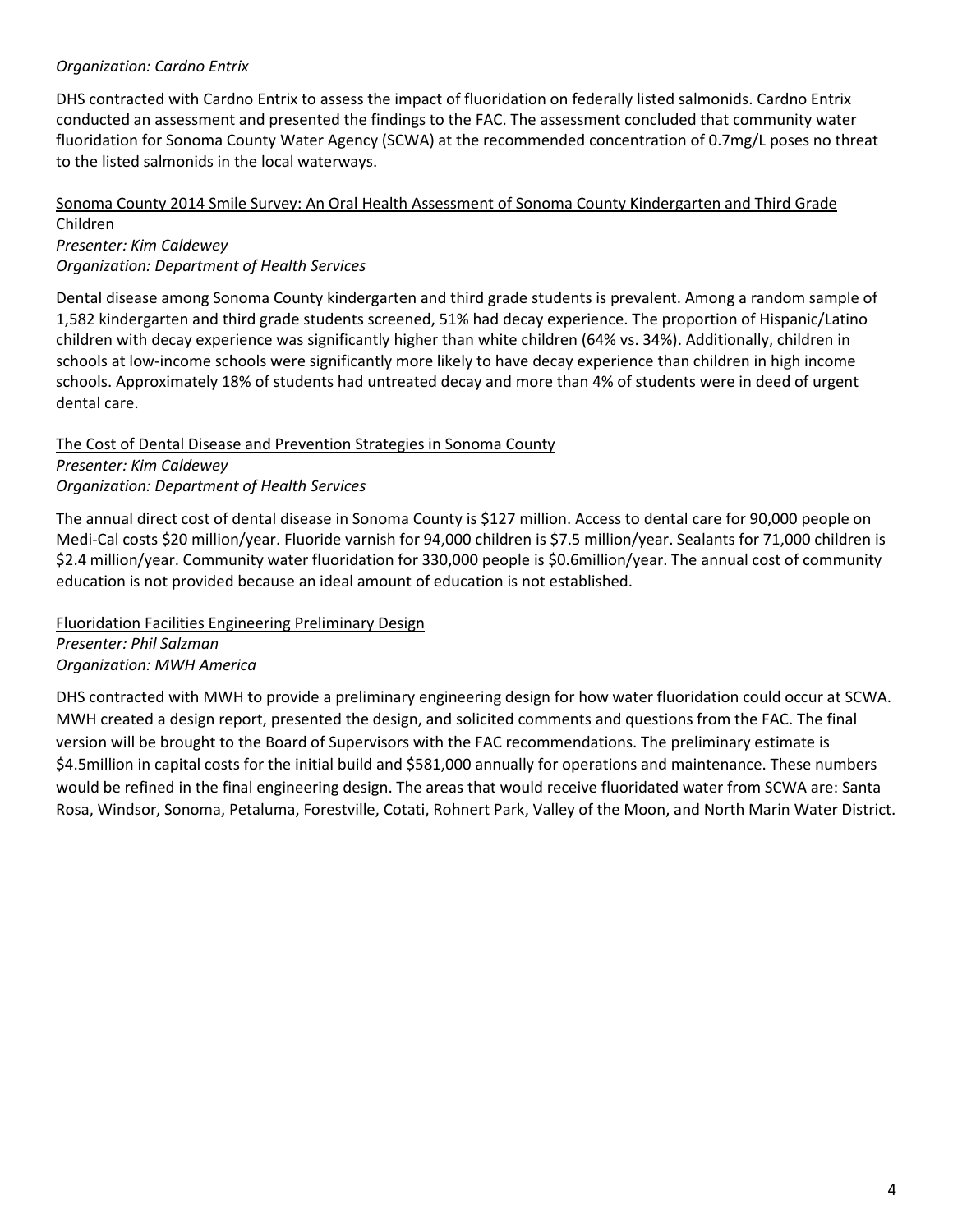*Organization: Cardno Entrix*

DHS contracted with Cardno Entrix to assess the impact of fluoridation on federally listed salmonids. Cardno Entrix conducted an assessment and presented the findings to the FAC. The assessment concluded that community water fluoridation for Sonoma County Water Agency (SCWA) at the recommended concentration of 0.7mg/L poses no threat to the listed salmonids in the local waterways.

<u>Sonoma County 2014 Smile Survey: An Oral Health Assessment of Sonoma County Kindergarten and Third Grade Children</u>
*Presenter: Kim Caldewey*
*Organization: Department of Health Services*

Dental disease among Sonoma County kindergarten and third grade students is prevalent. Among a random sample of 1,582 kindergarten and third grade students screened, 51% had decay experience. The proportion of Hispanic/Latino children with decay experience was significantly higher than white children (64% vs. 34%). Additionally, children in schools at low-income schools were significantly more likely to have decay experience than children in high income schools. Approximately 18% of students had untreated decay and more than 4% of students were in deed of urgent dental care.

<u>The Cost of Dental Disease and Prevention Strategies in Sonoma County</u>
*Presenter: Kim Caldewey*
*Organization: Department of Health Services*

The annual direct cost of dental disease in Sonoma County is $127 million. Access to dental care for 90,000 people on Medi-Cal costs $20 million/year. Fluoride varnish for 94,000 children is $7.5 million/year. Sealants for 71,000 children is $2.4 million/year. Community water fluoridation for 330,000 people is $0.6million/year. The annual cost of community education is not provided because an ideal amount of education is not established.

<u>Fluoridation Facilities Engineering Preliminary Design</u>
*Presenter: Phil Salzman*
*Organization: MWH America*

DHS contracted with MWH to provide a preliminary engineering design for how water fluoridation could occur at SCWA. MWH created a design report, presented the design, and solicited comments and questions from the FAC. The final version will be brought to the Board of Supervisors with the FAC recommendations. The preliminary estimate is $4.5million in capital costs for the initial build and $581,000 annually for operations and maintenance. These numbers would be refined in the final engineering design. The areas that would receive fluoridated water from SCWA are: Santa Rosa, Windsor, Sonoma, Petaluma, Forestville, Cotati, Rohnert Park, Valley of the Moon, and North Marin Water District.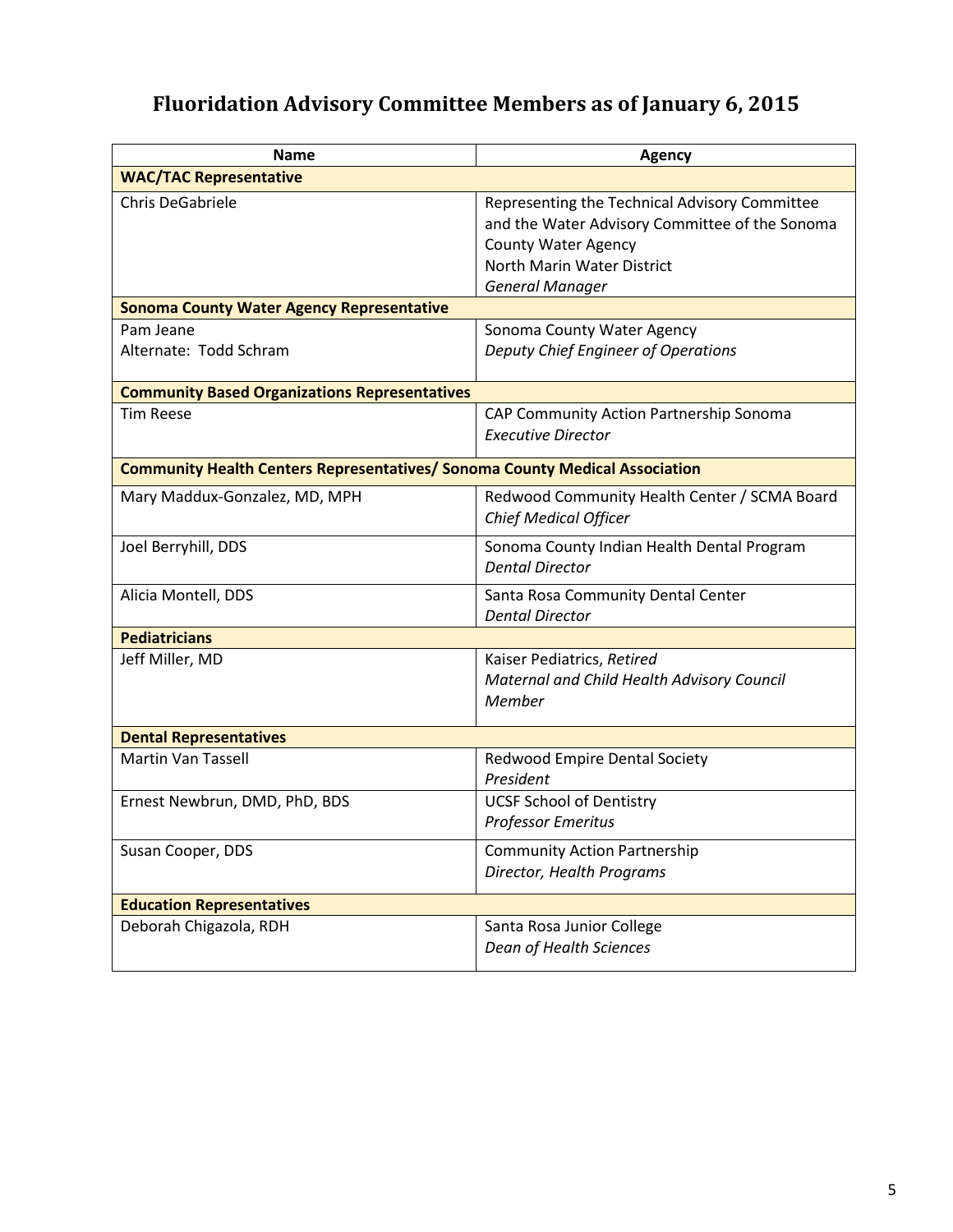# Fluoridation Advisory Committee Members as of January 6, 2015

| Name | Agency |
|---|---|
| **WAC/TAC Representative** | |
| Chris DeGabriele | Representing the Technical Advisory Committee and the Water Advisory Committee of the Sonoma County Water Agency<br>North Marin Water District<br>*General Manager* |
| **Sonoma County Water Agency Representative** | |
| Pam Jeane<br>Alternate: Todd Schram | Sonoma County Water Agency<br>*Deputy Chief Engineer of Operations* |
| **Community Based Organizations Representatives** | |
| Tim Reese | CAP Community Action Partnership Sonoma<br>*Executive Director* |
| **Community Health Centers Representatives/ Sonoma County Medical Association** | |
| Mary Maddux-Gonzalez, MD, MPH | Redwood Community Health Center / SCMA Board<br>*Chief Medical Officer* |
| Joel Berryhill, DDS | Sonoma County Indian Health Dental Program<br>*Dental Director* |
| Alicia Montell, DDS | Santa Rosa Community Dental Center<br>*Dental Director* |
| **Pediatricians** | |
| Jeff Miller, MD | Kaiser Pediatrics, *Retired*<br>*Maternal and Child Health Advisory Council Member* |
| **Dental Representatives** | |
| Martin Van Tassell | Redwood Empire Dental Society<br>*President* |
| Ernest Newbrun, DMD, PhD, BDS | UCSF School of Dentistry<br>*Professor Emeritus* |
| Susan Cooper, DDS | Community Action Partnership<br>*Director, Health Programs* |
| **Education Representatives** | |
| Deborah Chigazola, RDH | Santa Rosa Junior College<br>*Dean of Health Sciences* |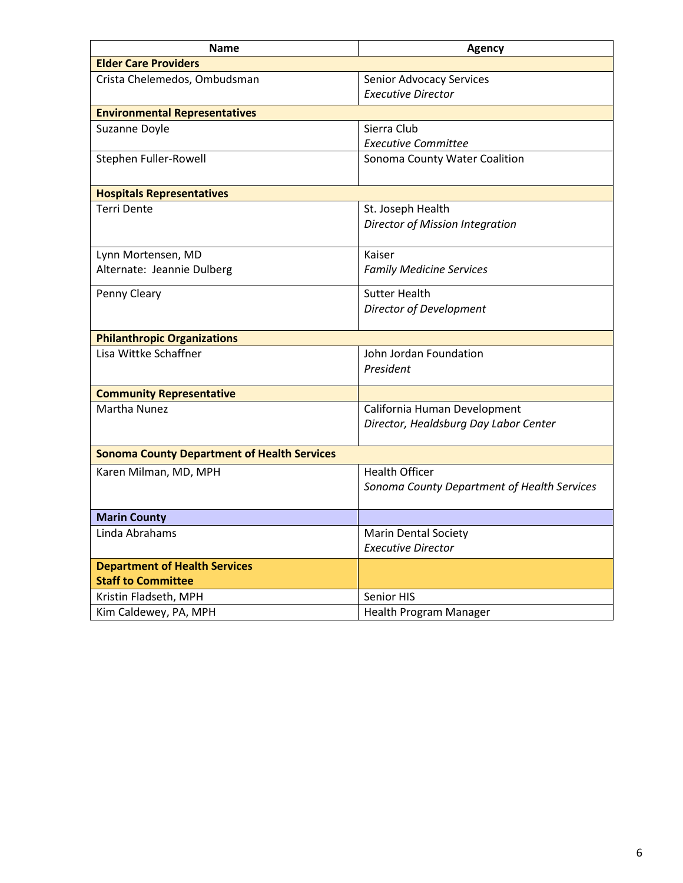| Name | Agency |
| --- | --- |
| **Elder Care Providers** | |
| Crista Chelemedos, Ombudsman | Senior Advocacy Services<br>*Executive Director* |
| **Environmental Representatives** | |
| Suzanne Doyle | Sierra Club<br>*Executive Committee* |
| Stephen Fuller-Rowell | Sonoma County Water Coalition |
| **Hospitals Representatives** | |
| Terri Dente | St. Joseph Health<br>*Director of Mission Integration* |
| Lynn Mortensen, MD<br>Alternate: Jeannie Dulberg | Kaiser<br>*Family Medicine Services* |
| Penny Cleary | Sutter Health<br>*Director of Development* |
| **Philanthropic Organizations** | |
| Lisa Wittke Schaffner | John Jordan Foundation<br>*President* |
| **Community Representative** | |
| Martha Nunez | California Human Development<br>*Director, Healdsburg Day Labor Center* |
| **Sonoma County Department of Health Services** | |
| Karen Milman, MD, MPH | Health Officer<br>*Sonoma County Department of Health Services* |
| **Marin County** | |
| Linda Abrahams | Marin Dental Society<br>*Executive Director* |
| **Department of Health Services Staff to Committee** | |
| Kristin Fladseth, MPH | Senior HIS |
| Kim Caldewey, PA, MPH | Health Program Manager |